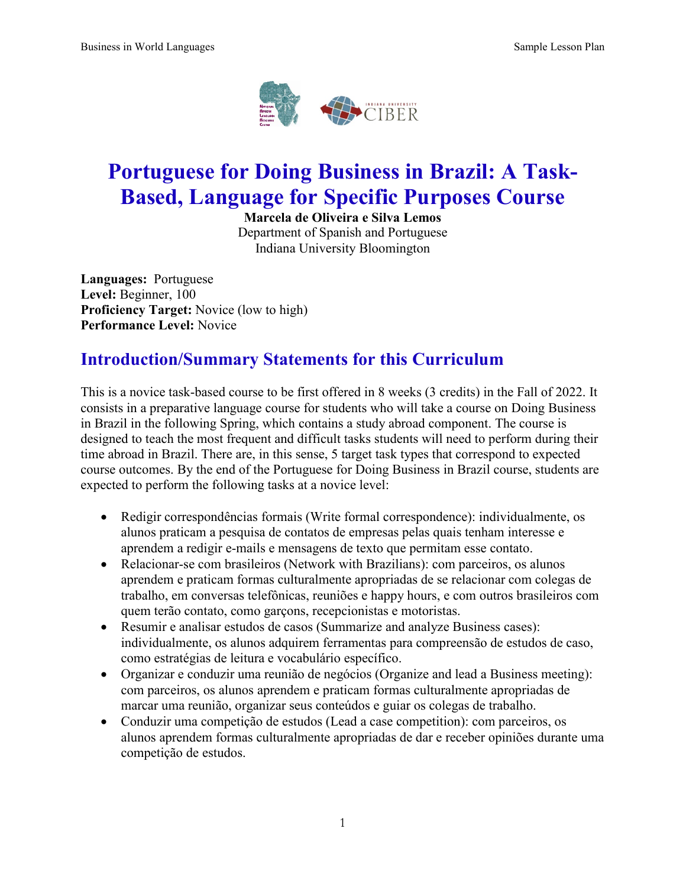# Portuguese for Doing Business in Brazil: A Task-Based, Language for Specific Purposes Course

**Marcela de Oliveira e Silva Lemos**
Department of Spanish and Portuguese
Indiana University Bloomington

**Languages:** Portuguese
**Level:** Beginner, 100
**Proficiency Target:** Novice (low to high)
**Performance Level:** Novice

## Introduction/Summary Statements for this Curriculum

This is a novice task-based course to be first offered in 8 weeks (3 credits) in the Fall of 2022. It consists in a preparative language course for students who will take a course on Doing Business in Brazil in the following Spring, which contains a study abroad component. The course is designed to teach the most frequent and difficult tasks students will need to perform during their time abroad in Brazil. There are, in this sense, 5 target task types that correspond to expected course outcomes. By the end of the Portuguese for Doing Business in Brazil course, students are expected to perform the following tasks at a novice level:

- Redigir correspondências formais (Write formal correspondence): individualmente, os alunos praticam a pesquisa de contatos de empresas pelas quais tenham interesse e aprendem a redigir e-mails e mensagens de texto que permitam esse contato.
- Relacionar-se com brasileiros (Network with Brazilians): com parceiros, os alunos aprendem e praticam formas culturalmente apropriadas de se relacionar com colegas de trabalho, em conversas telefônicas, reuniões e happy hours, e com outros brasileiros com quem terão contato, como garçons, recepcionistas e motoristas.
- Resumir e analisar estudos de casos (Summarize and analyze Business cases): individualmente, os alunos adquirem ferramentas para compreensão de estudos de caso, como estratégias de leitura e vocabulário específico.
- Organizar e conduzir uma reunião de negócios (Organize and lead a Business meeting): com parceiros, os alunos aprendem e praticam formas culturalmente apropriadas de marcar uma reunião, organizar seus conteúdos e guiar os colegas de trabalho.
- Conduzir uma competição de estudos (Lead a case competition): com parceiros, os alunos aprendem formas culturalmente apropriadas de dar e receber opiniões durante uma competição de estudos.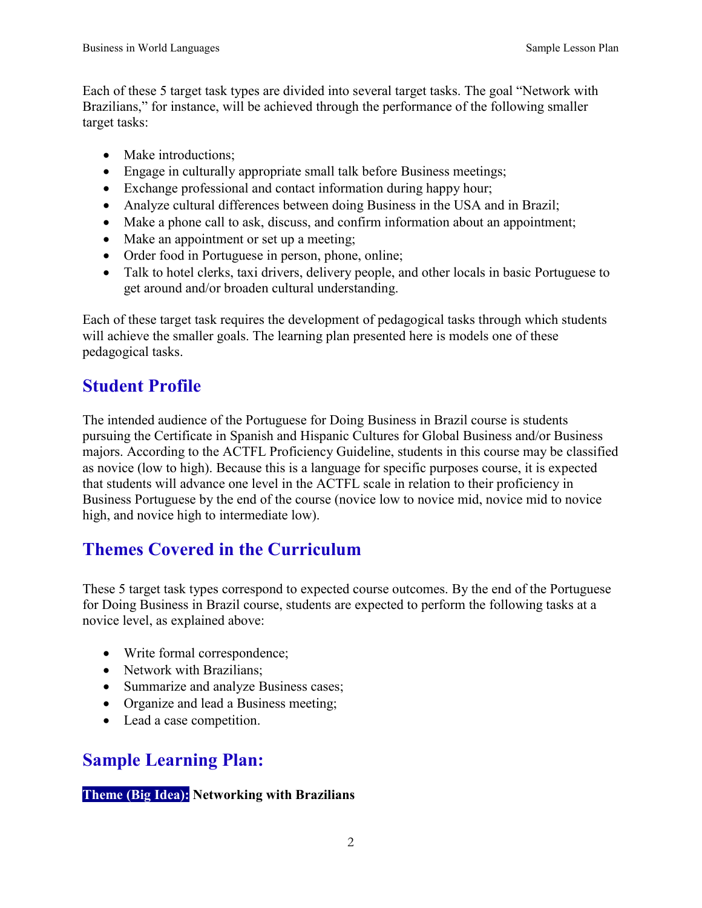Each of these 5 target task types are divided into several target tasks. The goal "Network with Brazilians," for instance, will be achieved through the performance of the following smaller target tasks:

- Make introductions;
- Engage in culturally appropriate small talk before Business meetings;
- Exchange professional and contact information during happy hour;
- Analyze cultural differences between doing Business in the USA and in Brazil;
- Make a phone call to ask, discuss, and confirm information about an appointment;
- Make an appointment or set up a meeting;
- Order food in Portuguese in person, phone, online;
- Talk to hotel clerks, taxi drivers, delivery people, and other locals in basic Portuguese to get around and/or broaden cultural understanding.

Each of these target task requires the development of pedagogical tasks through which students will achieve the smaller goals. The learning plan presented here is models one of these pedagogical tasks.

## Student Profile

The intended audience of the Portuguese for Doing Business in Brazil course is students pursuing the Certificate in Spanish and Hispanic Cultures for Global Business and/or Business majors. According to the ACTFL Proficiency Guideline, students in this course may be classified as novice (low to high). Because this is a language for specific purposes course, it is expected that students will advance one level in the ACTFL scale in relation to their proficiency in Business Portuguese by the end of the course (novice low to novice mid, novice mid to novice high, and novice high to intermediate low).

## Themes Covered in the Curriculum

These 5 target task types correspond to expected course outcomes. By the end of the Portuguese for Doing Business in Brazil course, students are expected to perform the following tasks at a novice level, as explained above:

- Write formal correspondence;
- Network with Brazilians;
- Summarize and analyze Business cases;
- Organize and lead a Business meeting;
- Lead a case competition.

## Sample Learning Plan:

**Theme (Big Idea): Networking with Brazilians**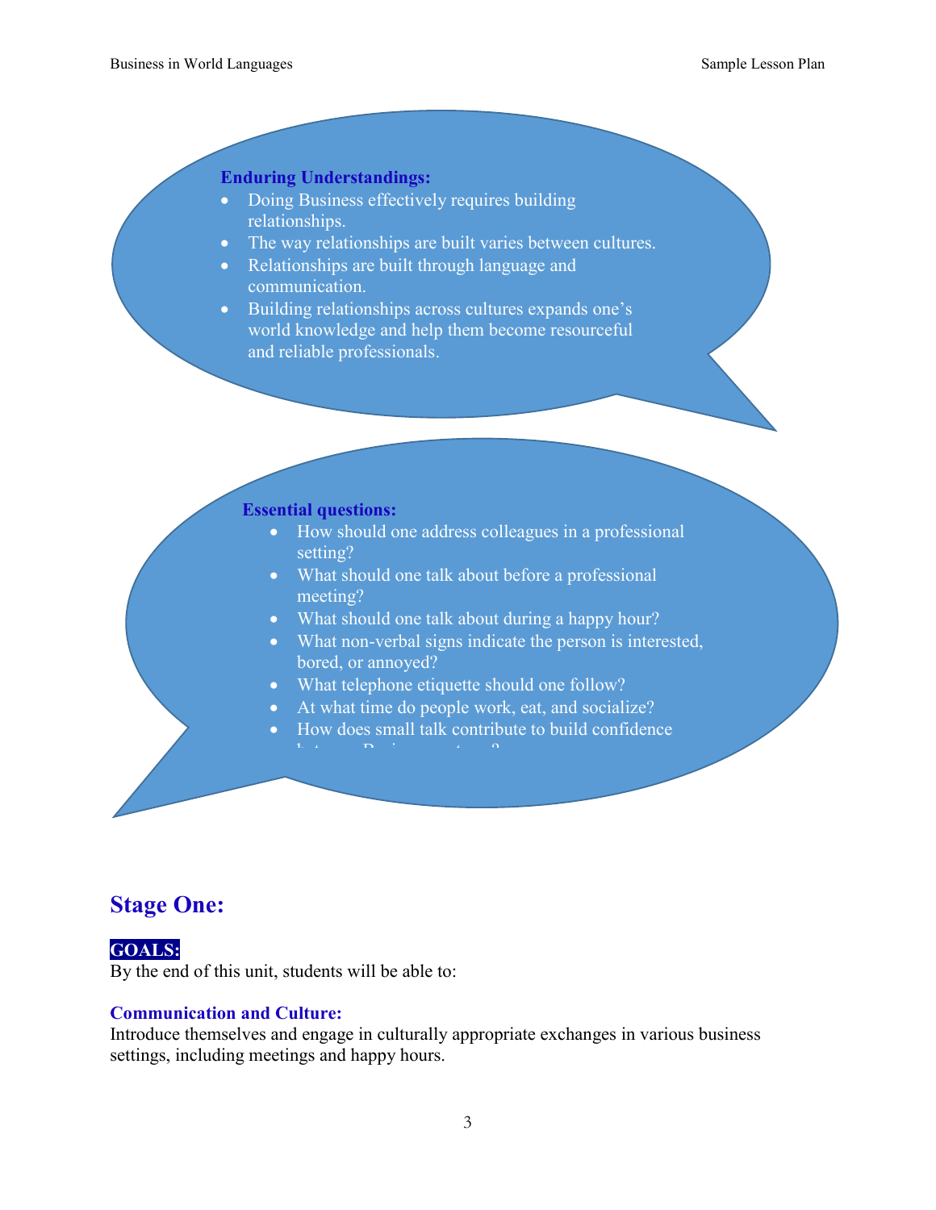**Enduring Understandings:**

- Doing Business effectively requires building relationships.
- The way relationships are built varies between cultures.
- Relationships are built through language and communication.
- Building relationships across cultures expands one's world knowledge and help them become resourceful and reliable professionals.

**Essential questions:**

- How should one address colleagues in a professional setting?
- What should one talk about before a professional meeting?
- What should one talk about during a happy hour?
- What non-verbal signs indicate the person is interested, bored, or annoyed?
- What telephone etiquette should one follow?
- At what time do people work, eat, and socialize?
- How does small talk contribute to build confidence between Business partners?

## Stage One:

**GOALS:**

By the end of this unit, students will be able to:

### Communication and Culture:

Introduce themselves and engage in culturally appropriate exchanges in various business settings, including meetings and happy hours.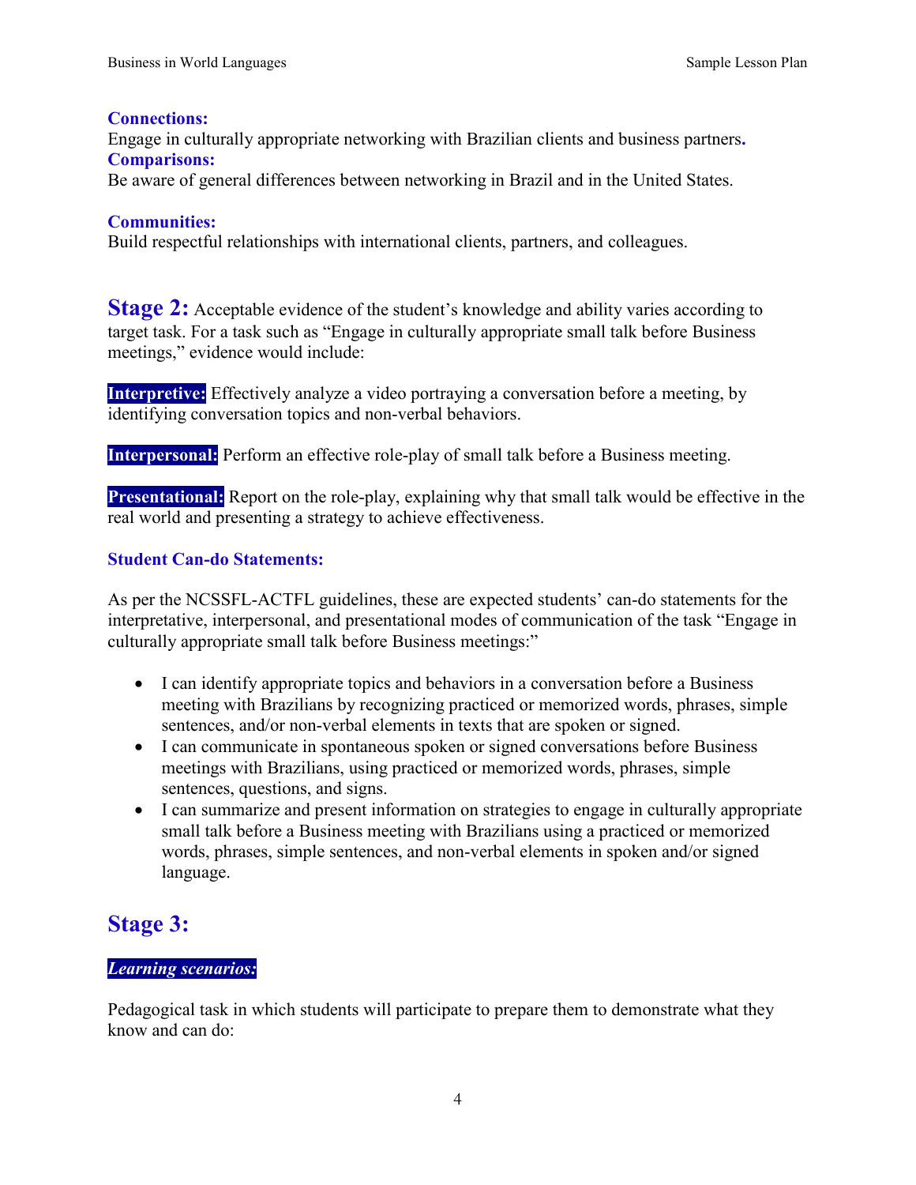**Connections:**
Engage in culturally appropriate networking with Brazilian clients and business partners.
**Comparisons:**
Be aware of general differences between networking in Brazil and in the United States.

**Communities:**
Build respectful relationships with international clients, partners, and colleagues.

## Stage 2:

Acceptable evidence of the student's knowledge and ability varies according to target task. For a task such as "Engage in culturally appropriate small talk before Business meetings," evidence would include:

**Interpretive:** Effectively analyze a video portraying a conversation before a meeting, by identifying conversation topics and non-verbal behaviors.

**Interpersonal:** Perform an effective role-play of small talk before a Business meeting.

**Presentational:** Report on the role-play, explaining why that small talk would be effective in the real world and presenting a strategy to achieve effectiveness.

### Student Can-do Statements:

As per the NCSSFL-ACTFL guidelines, these are expected students' can-do statements for the interpretative, interpersonal, and presentational modes of communication of the task "Engage in culturally appropriate small talk before Business meetings:"

- I can identify appropriate topics and behaviors in a conversation before a Business meeting with Brazilians by recognizing practiced or memorized words, phrases, simple sentences, and/or non-verbal elements in texts that are spoken or signed.
- I can communicate in spontaneous spoken or signed conversations before Business meetings with Brazilians, using practiced or memorized words, phrases, simple sentences, questions, and signs.
- I can summarize and present information on strategies to engage in culturally appropriate small talk before a Business meeting with Brazilians using a practiced or memorized words, phrases, simple sentences, and non-verbal elements in spoken and/or signed language.

## Stage 3:

***Learning scenarios:***

Pedagogical task in which students will participate to prepare them to demonstrate what they know and can do: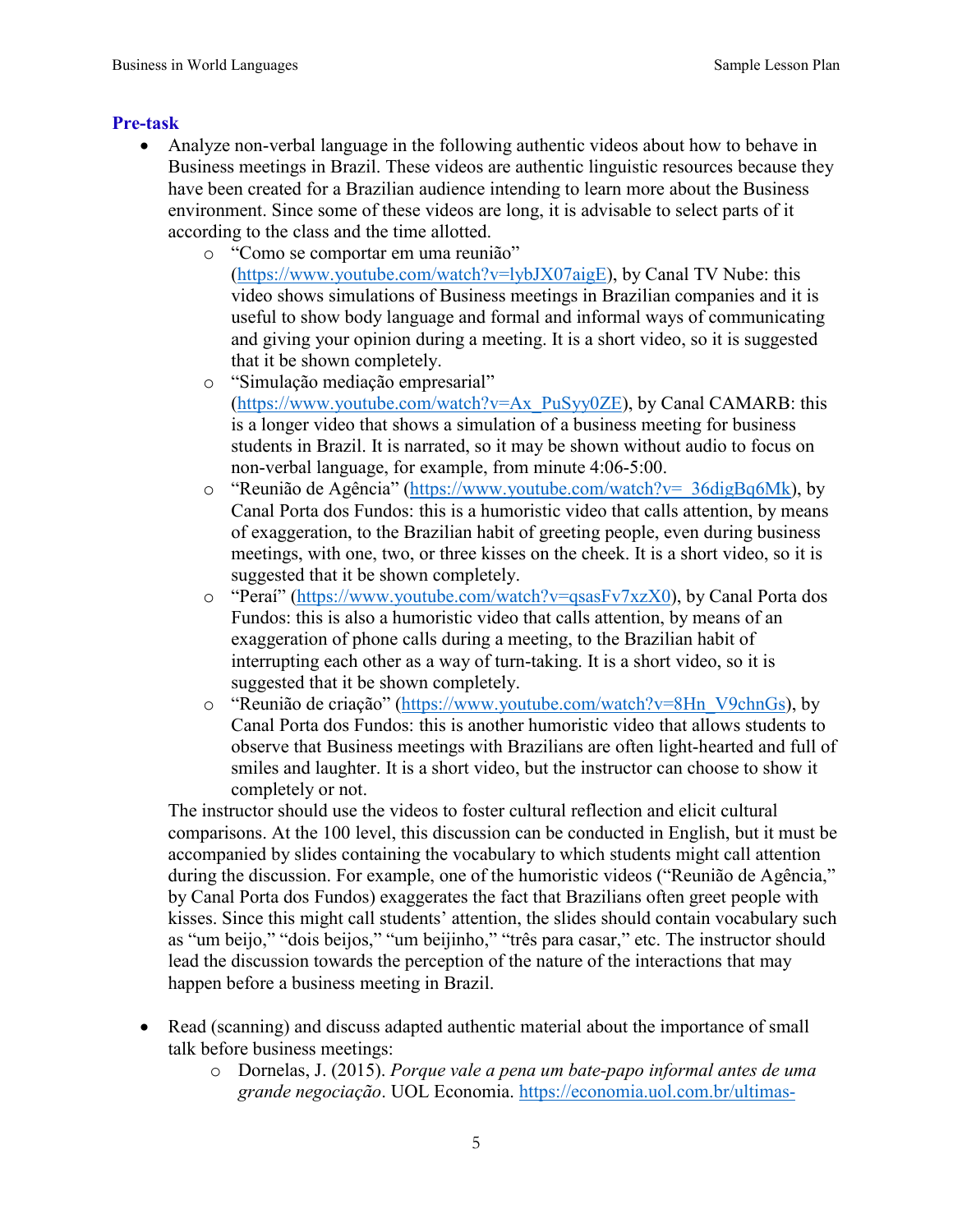## Pre-task

- Analyze non-verbal language in the following authentic videos about how to behave in Business meetings in Brazil. These videos are authentic linguistic resources because they have been created for a Brazilian audience intending to learn more about the Business environment. Since some of these videos are long, it is advisable to select parts of it according to the class and the time allotted.
    - "Como se comportar em uma reunião" (https://www.youtube.com/watch?v=lybJX07aigE), by Canal TV Nube: this video shows simulations of Business meetings in Brazilian companies and it is useful to show body language and formal and informal ways of communicating and giving your opinion during a meeting. It is a short video, so it is suggested that it be shown completely.
    - "Simulação mediação empresarial" (https://www.youtube.com/watch?v=Ax_PuSyy0ZE), by Canal CAMARB: this is a longer video that shows a simulation of a business meeting for business students in Brazil. It is narrated, so it may be shown without audio to focus on non-verbal language, for example, from minute 4:06-5:00.
    - "Reunião de Agência" (https://www.youtube.com/watch?v=_36digBq6Mk), by Canal Porta dos Fundos: this is a humoristic video that calls attention, by means of exaggeration, to the Brazilian habit of greeting people, even during business meetings, with one, two, or three kisses on the cheek. It is a short video, so it is suggested that it be shown completely.
    - "Peraí" (https://www.youtube.com/watch?v=qsasFv7xzX0), by Canal Porta dos Fundos: this is also a humoristic video that calls attention, by means of an exaggeration of phone calls during a meeting, to the Brazilian habit of interrupting each other as a way of turn-taking. It is a short video, so it is suggested that it be shown completely.
    - "Reunião de criação" (https://www.youtube.com/watch?v=8Hn_V9chnGs), by Canal Porta dos Fundos: this is another humoristic video that allows students to observe that Business meetings with Brazilians are often light-hearted and full of smiles and laughter. It is a short video, but the instructor can choose to show it completely or not.

  The instructor should use the videos to foster cultural reflection and elicit cultural comparisons. At the 100 level, this discussion can be conducted in English, but it must be accompanied by slides containing the vocabulary to which students might call attention during the discussion. For example, one of the humoristic videos ("Reunião de Agência," by Canal Porta dos Fundos) exaggerates the fact that Brazilians often greet people with kisses. Since this might call students' attention, the slides should contain vocabulary such as "um beijo," "dois beijos," "um beijinho," "três para casar," etc. The instructor should lead the discussion towards the perception of the nature of the interactions that may happen before a business meeting in Brazil.

- Read (scanning) and discuss adapted authentic material about the importance of small talk before business meetings:
    - Dornelas, J. (2015). *Porque vale a pena um bate-papo informal antes de uma grande negociação*. UOL Economia. https://economia.uol.com.br/ultimas-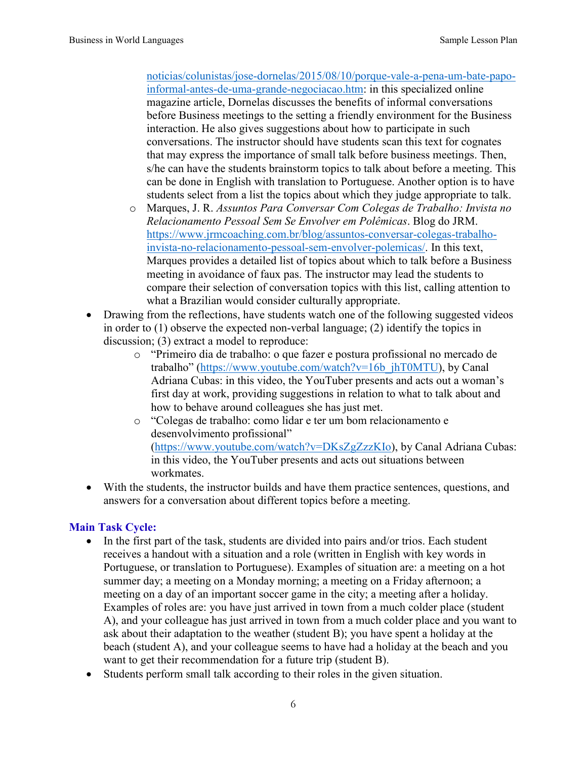noticias/colunistas/jose-dornelas/2015/08/10/porque-vale-a-pena-um-bate-papo-informal-antes-de-uma-grande-negociacao.htm: in this specialized online magazine article, Dornelas discusses the benefits of informal conversations before Business meetings to the setting a friendly environment for the Business interaction. He also gives suggestions about how to participate in such conversations. The instructor should have students scan this text for cognates that may express the importance of small talk before business meetings. Then, s/he can have the students brainstorm topics to talk about before a meeting. This can be done in English with translation to Portuguese. Another option is to have students select from a list the topics about which they judge appropriate to talk.
  - Marques, J. R. *Assuntos Para Conversar Com Colegas de Trabalho: Invista no Relacionamento Pessoal Sem Se Envolver em Polêmicas*. Blog do JRM. https://www.jrmcoaching.com.br/blog/assuntos-conversar-colegas-trabalho-invista-no-relacionamento-pessoal-sem-envolver-polemicas/. In this text, Marques provides a detailed list of topics about which to talk before a Business meeting in avoidance of faux pas. The instructor may lead the students to compare their selection of conversation topics with this list, calling attention to what a Brazilian would consider culturally appropriate.
- Drawing from the reflections, have students watch one of the following suggested videos in order to (1) observe the expected non-verbal language; (2) identify the topics in discussion; (3) extract a model to reproduce:
  - "Primeiro dia de trabalho: o que fazer e postura profissional no mercado de trabalho" (https://www.youtube.com/watch?v=16b_jhT0MTU), by Canal Adriana Cubas: in this video, the YouTuber presents and acts out a woman's first day at work, providing suggestions in relation to what to talk about and how to behave around colleagues she has just met.
  - "Colegas de trabalho: como lidar e ter um bom relacionamento e desenvolvimento profissional" (https://www.youtube.com/watch?v=DKsZgZzzKIo), by Canal Adriana Cubas: in this video, the YouTuber presents and acts out situations between workmates.
- With the students, the instructor builds and have them practice sentences, questions, and answers for a conversation about different topics before a meeting.

## Main Task Cycle:

- In the first part of the task, students are divided into pairs and/or trios. Each student receives a handout with a situation and a role (written in English with key words in Portuguese, or translation to Portuguese). Examples of situation are: a meeting on a hot summer day; a meeting on a Monday morning; a meeting on a Friday afternoon; a meeting on a day of an important soccer game in the city; a meeting after a holiday. Examples of roles are: you have just arrived in town from a much colder place (student A), and your colleague has just arrived in town from a much colder place and you want to ask about their adaptation to the weather (student B); you have spent a holiday at the beach (student A), and your colleague seems to have had a holiday at the beach and you want to get their recommendation for a future trip (student B).
- Students perform small talk according to their roles in the given situation.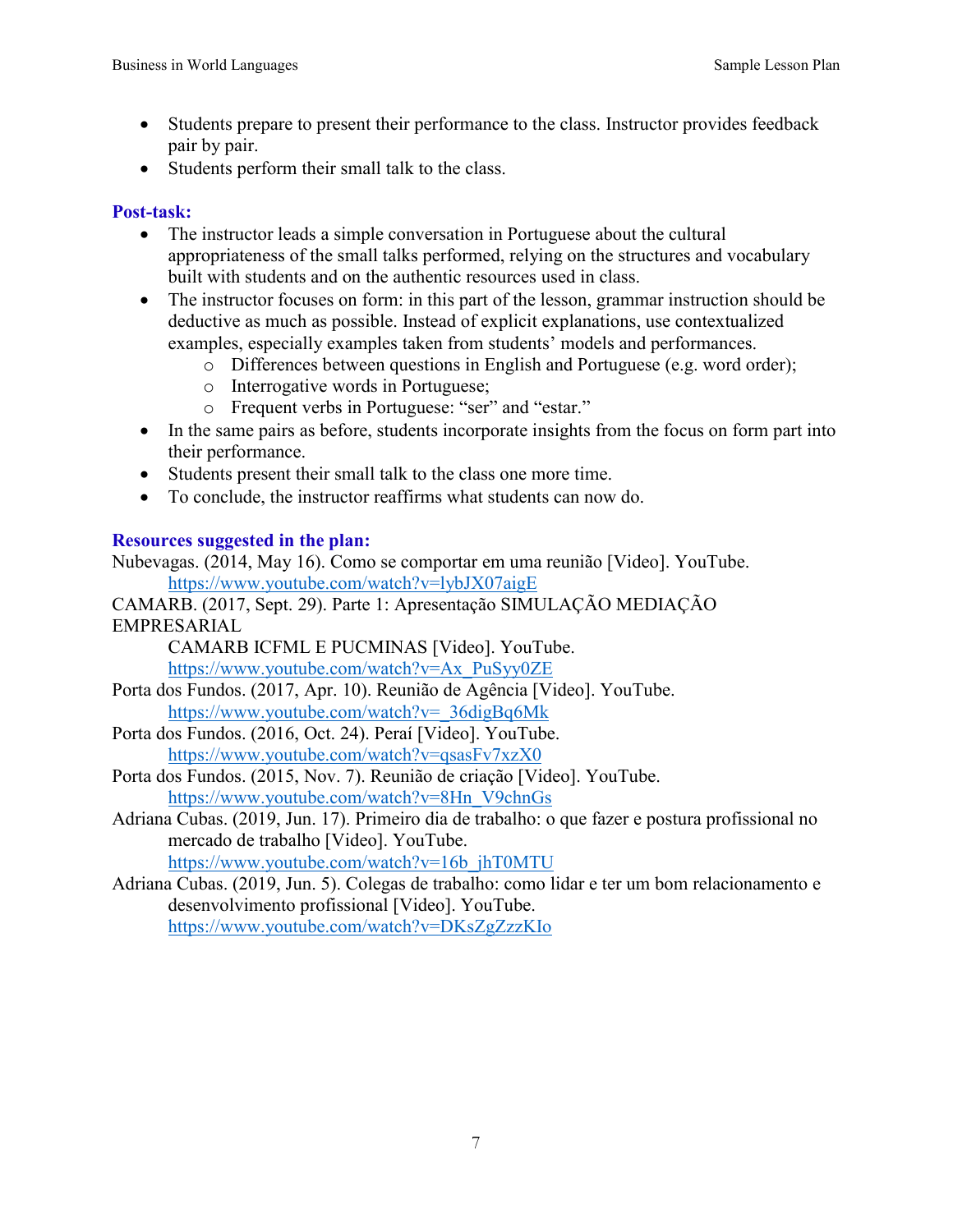- Students prepare to present their performance to the class. Instructor provides feedback pair by pair.
- Students perform their small talk to the class.

**Post-task:**

- The instructor leads a simple conversation in Portuguese about the cultural appropriateness of the small talks performed, relying on the structures and vocabulary built with students and on the authentic resources used in class.
- The instructor focuses on form: in this part of the lesson, grammar instruction should be deductive as much as possible. Instead of explicit explanations, use contextualized examples, especially examples taken from students' models and performances.
    - Differences between questions in English and Portuguese (e.g. word order);
    - Interrogative words in Portuguese;
    - Frequent verbs in Portuguese: "ser" and "estar."
- In the same pairs as before, students incorporate insights from the focus on form part into their performance.
- Students present their small talk to the class one more time.
- To conclude, the instructor reaffirms what students can now do.

**Resources suggested in the plan:**

Nubevagas. (2014, May 16). Como se comportar em uma reunião [Video]. YouTube. https://www.youtube.com/watch?v=lybJX07aigE

CAMARB. (2017, Sept. 29). Parte 1: Apresentação SIMULAÇÃO MEDIAÇÃO EMPRESARIAL CAMARB ICFML E PUCMINAS [Video]. YouTube. https://www.youtube.com/watch?v=Ax_PuSyy0ZE

Porta dos Fundos. (2017, Apr. 10). Reunião de Agência [Video]. YouTube. https://www.youtube.com/watch?v=_36digBq6Mk

Porta dos Fundos. (2016, Oct. 24). Peraí [Video]. YouTube. https://www.youtube.com/watch?v=qsasFv7xzX0

Porta dos Fundos. (2015, Nov. 7). Reunião de criação [Video]. YouTube. https://www.youtube.com/watch?v=8Hn_V9chnGs

Adriana Cubas. (2019, Jun. 17). Primeiro dia de trabalho: o que fazer e postura profissional no mercado de trabalho [Video]. YouTube. https://www.youtube.com/watch?v=16b_jhT0MTU

Adriana Cubas. (2019, Jun. 5). Colegas de trabalho: como lidar e ter um bom relacionamento e desenvolvimento profissional [Video]. YouTube. https://www.youtube.com/watch?v=DKsZgZzzKIo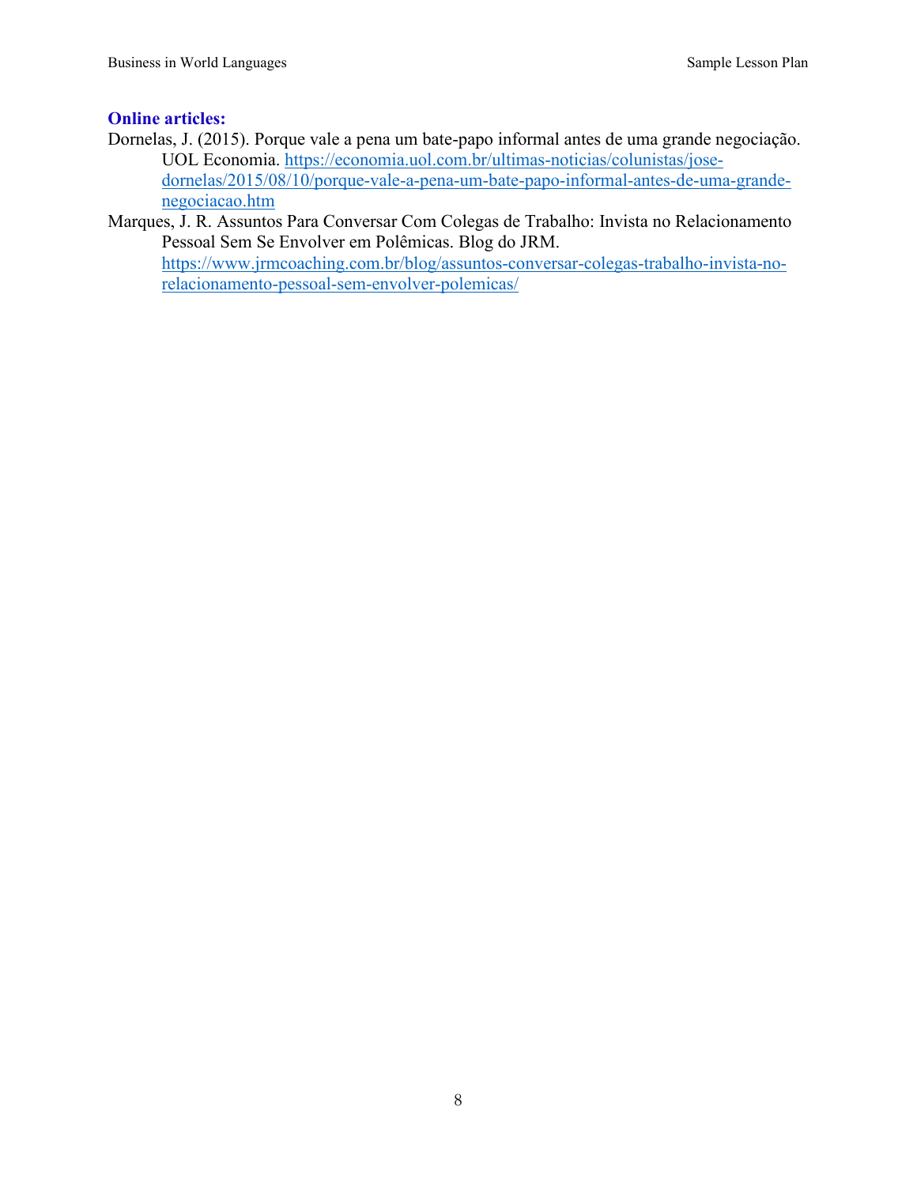**Online articles:**

Dornelas, J. (2015). Porque vale a pena um bate-papo informal antes de uma grande negociação. UOL Economia. https://economia.uol.com.br/ultimas-noticias/colunistas/jose-dornelas/2015/08/10/porque-vale-a-pena-um-bate-papo-informal-antes-de-uma-grande-negociacao.htm

Marques, J. R. Assuntos Para Conversar Com Colegas de Trabalho: Invista no Relacionamento Pessoal Sem Se Envolver em Polêmicas. Blog do JRM. https://www.jrmcoaching.com.br/blog/assuntos-conversar-colegas-trabalho-invista-no-relacionamento-pessoal-sem-envolver-polemicas/